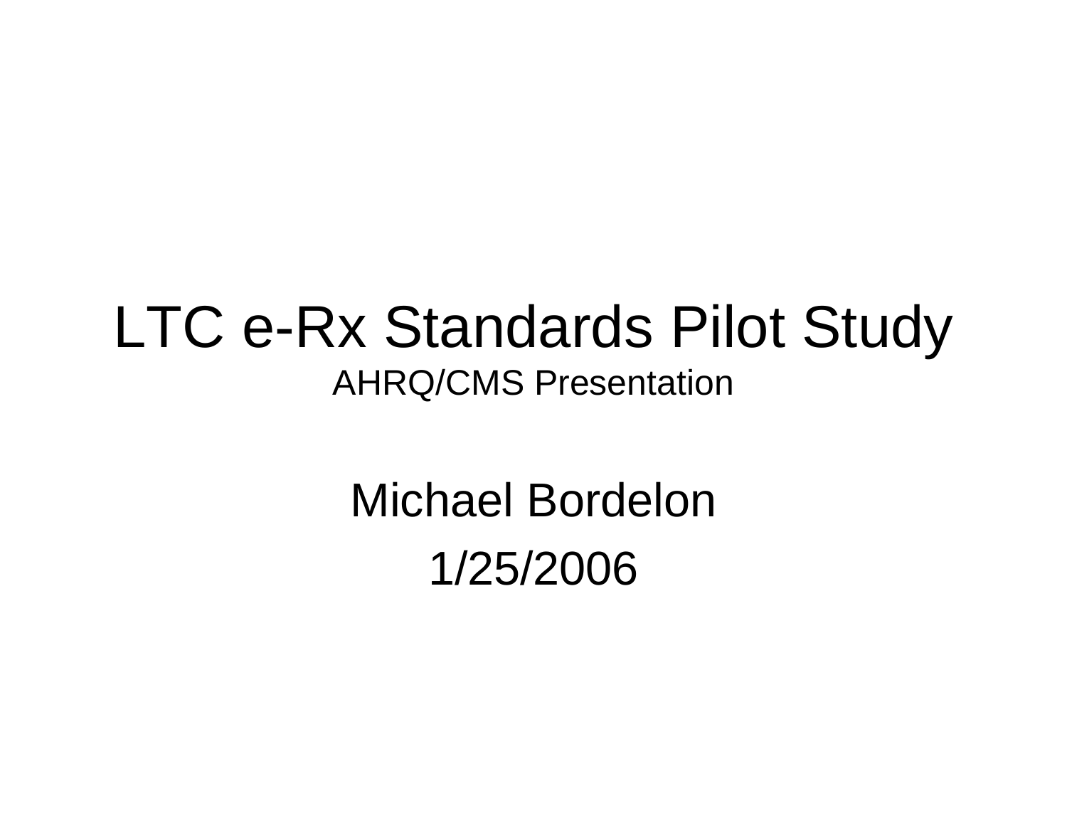# LTC e-Rx Standards Pilot Study

AHRQ/CMS Presentation

Michael Bordelon

1/25/2006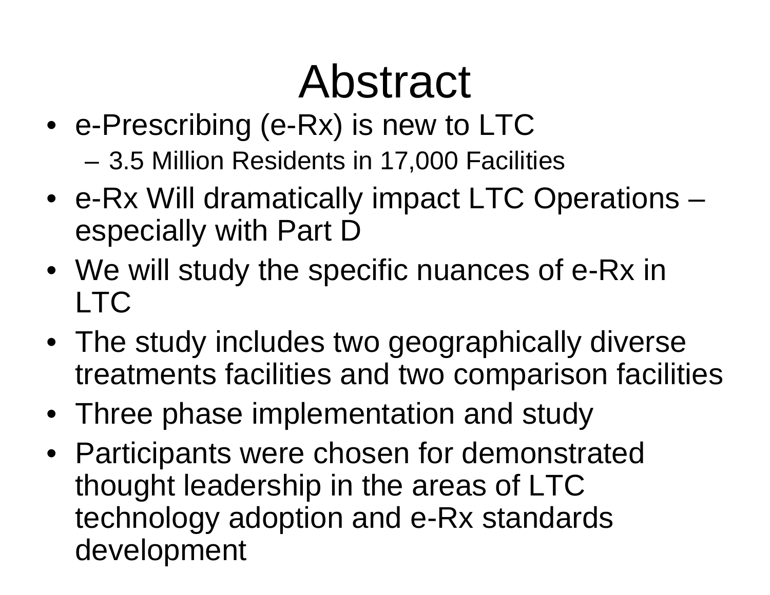# Abstract

- e-Prescribing (e-Rx) is new to LTC
  - 3.5 Million Residents in 17,000 Facilities
- e-Rx Will dramatically impact LTC Operations – especially with Part D
- We will study the specific nuances of e-Rx in LTC
- The study includes two geographically diverse treatments facilities and two comparison facilities
- Three phase implementation and study
- Participants were chosen for demonstrated thought leadership in the areas of LTC technology adoption and e-Rx standards development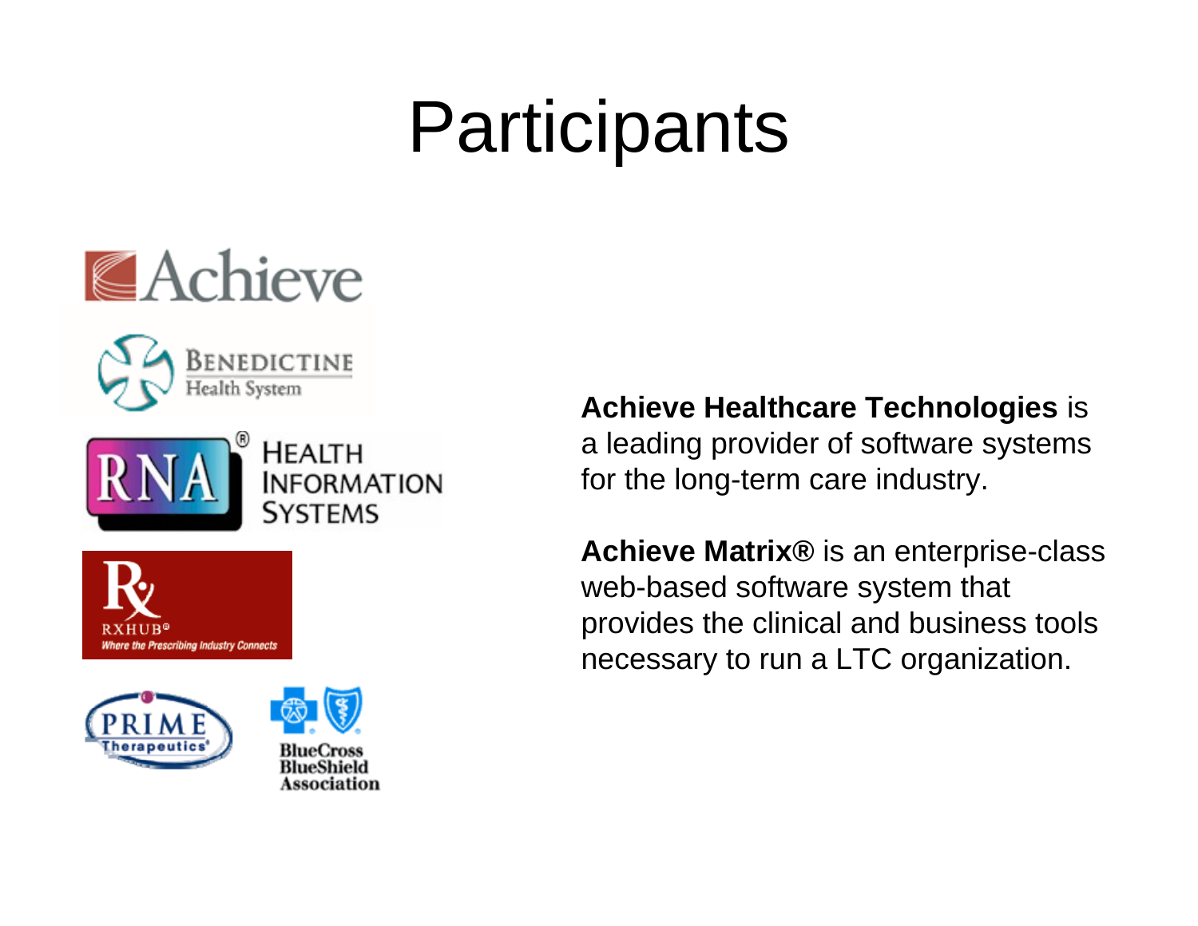# Participants

Achieve

BENEDICTINE Health System

RNA® HEALTH INFORMATION SYSTEMS

RXHUB® Where the Prescribing Industry Connects

PRIME Therapeutics®

BlueCross BlueShield Association

**Achieve Healthcare Technologies** is a leading provider of software systems for the long-term care industry.

**Achieve Matrix®** is an enterprise-class web-based software system that provides the clinical and business tools necessary to run a LTC organization.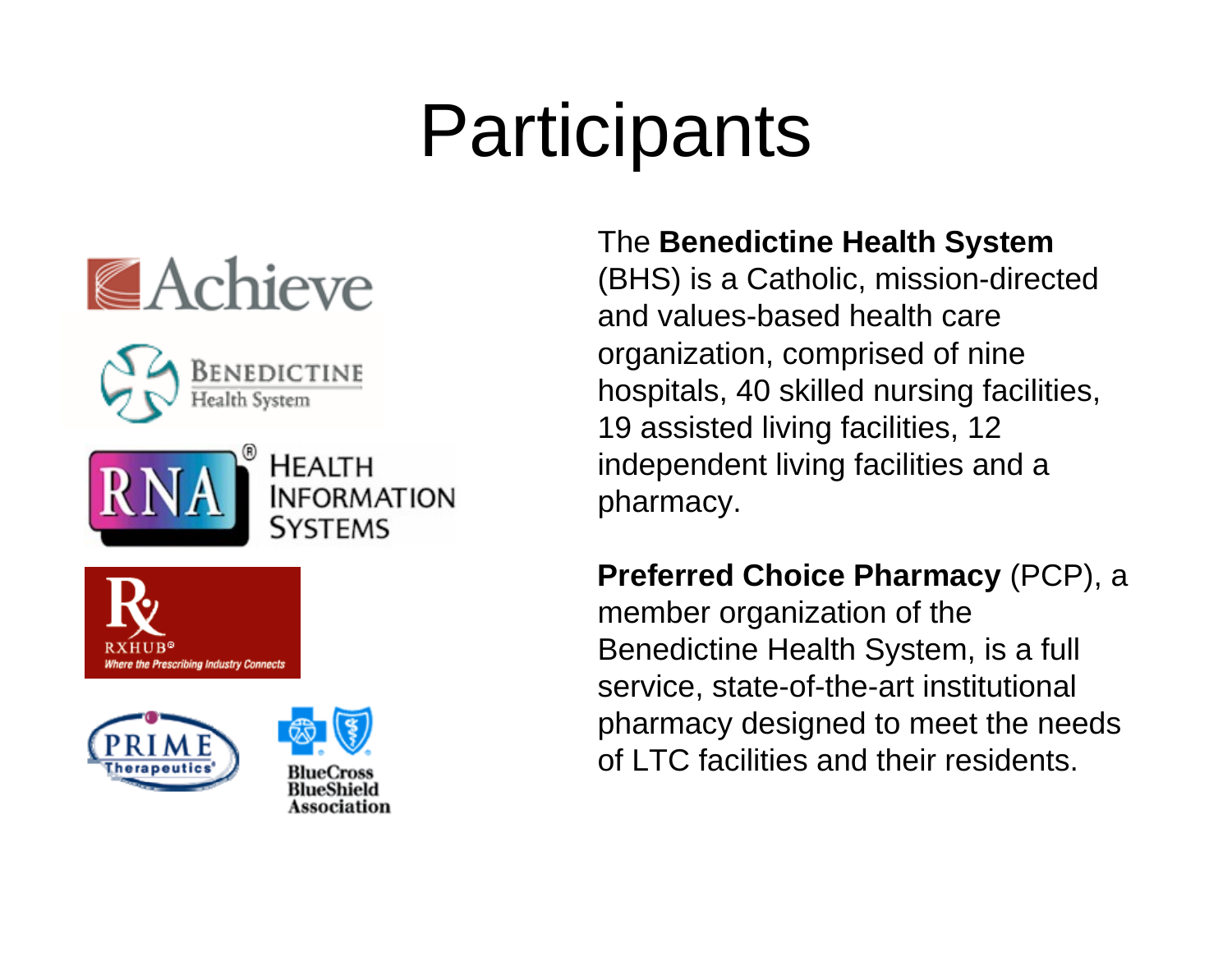# Participants

The **Benedictine Health System** (BHS) is a Catholic, mission-directed and values-based health care organization, comprised of nine hospitals, 40 skilled nursing facilities, 19 assisted living facilities, 12 independent living facilities and a pharmacy.

**Preferred Choice Pharmacy** (PCP), a member organization of the Benedictine Health System, is a full service, state-of-the-art institutional pharmacy designed to meet the needs of LTC facilities and their residents.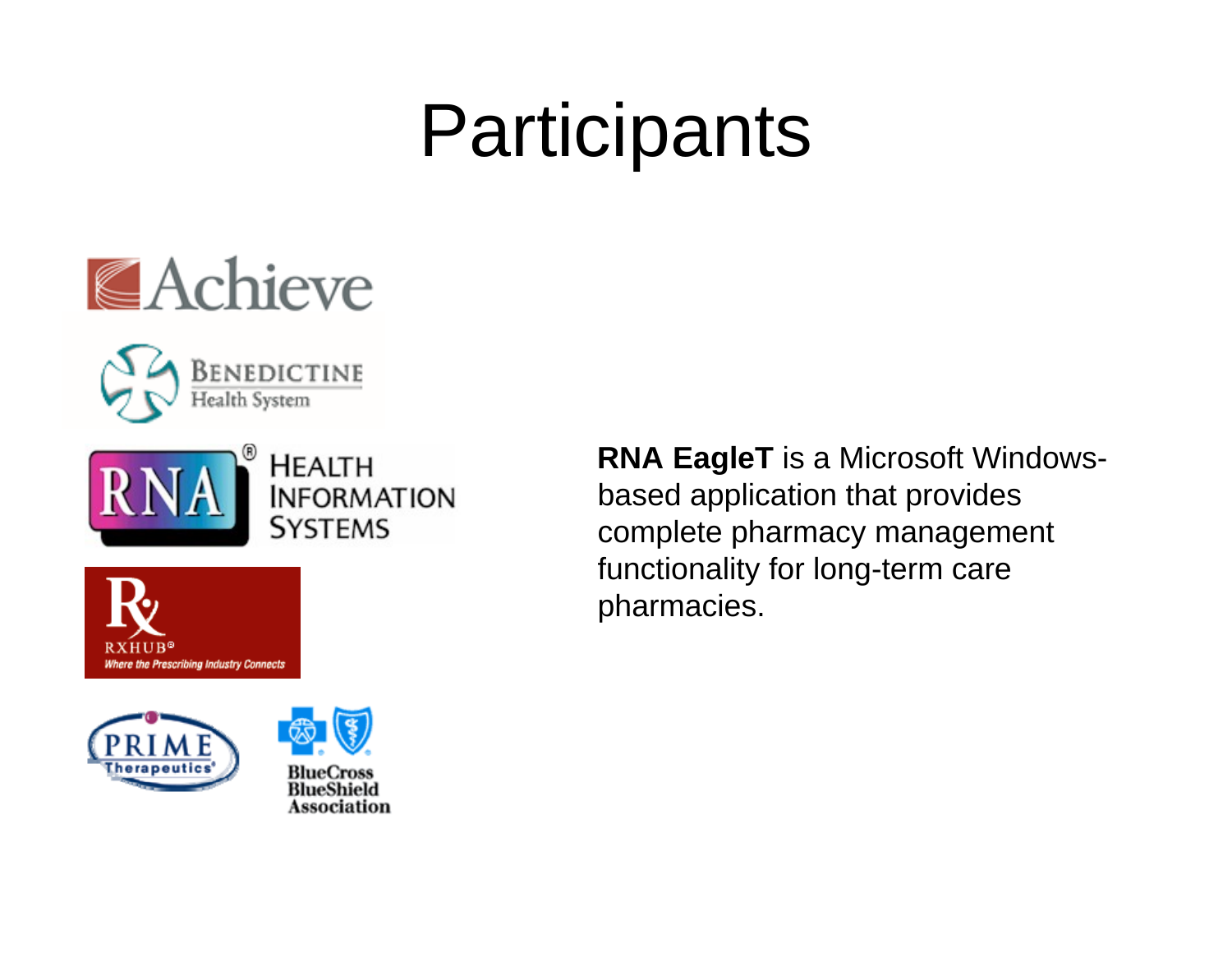# Participants

**RNA EagleT** is a Microsoft Windows-based application that provides complete pharmacy management functionality for long-term care pharmacies.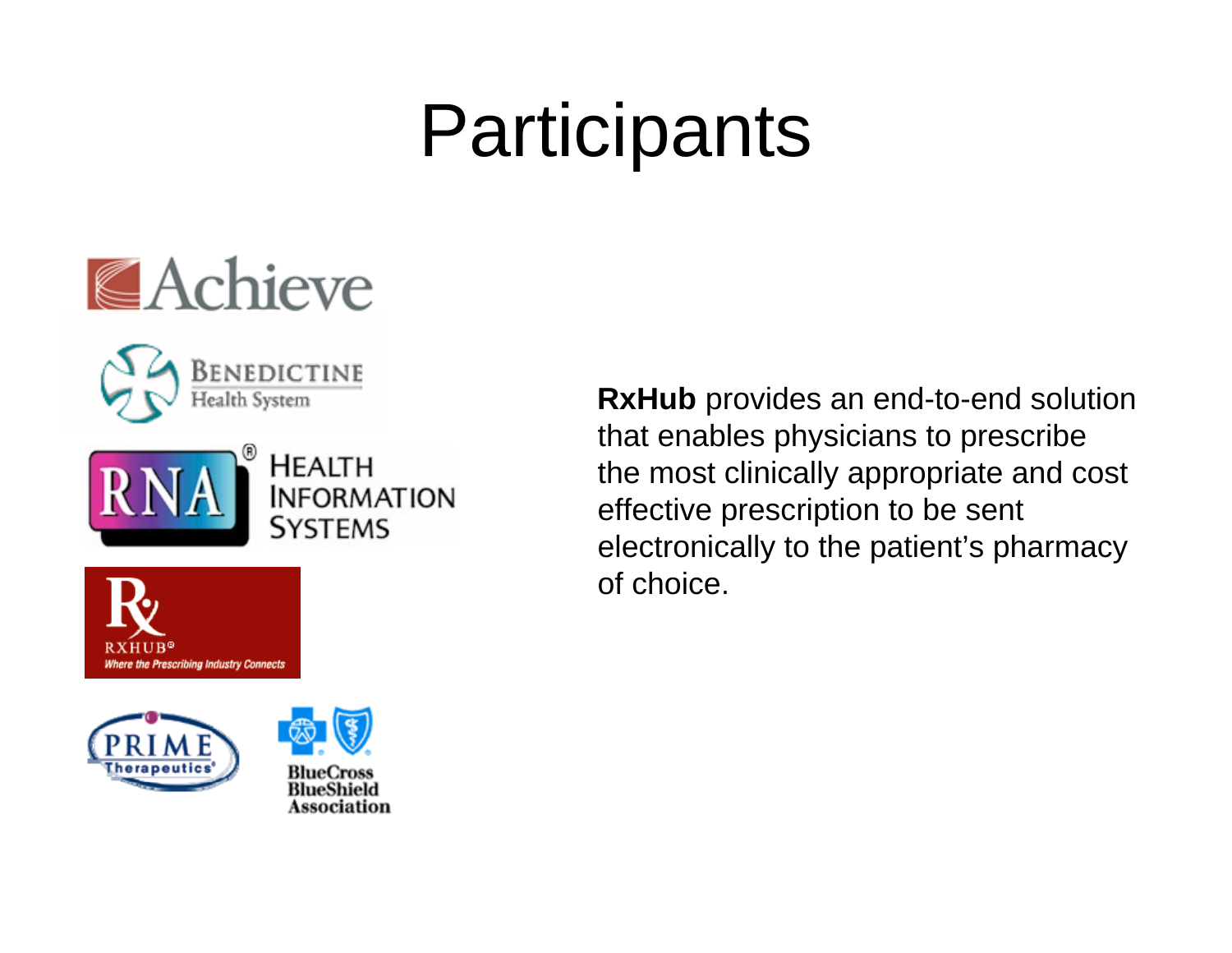# Participants

Achieve

Benedictine Health System

RNA Health Information Systems

RXHUB® Where the Prescribing Industry Connects

PRIME Therapeutics

BlueCross BlueShield Association

**RxHub** provides an end-to-end solution that enables physicians to prescribe the most clinically appropriate and cost effective prescription to be sent electronically to the patient's pharmacy of choice.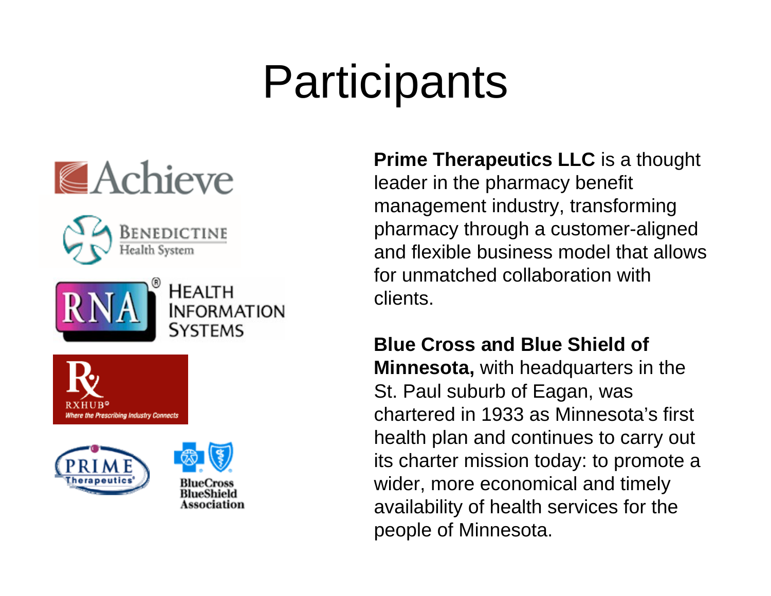# Participants

**Prime Therapeutics LLC** is a thought leader in the pharmacy benefit management industry, transforming pharmacy through a customer-aligned and flexible business model that allows for unmatched collaboration with clients.

**Blue Cross and Blue Shield of Minnesota,** with headquarters in the St. Paul suburb of Eagan, was chartered in 1933 as Minnesota's first health plan and continues to carry out its charter mission today: to promote a wider, more economical and timely availability of health services for the people of Minnesota.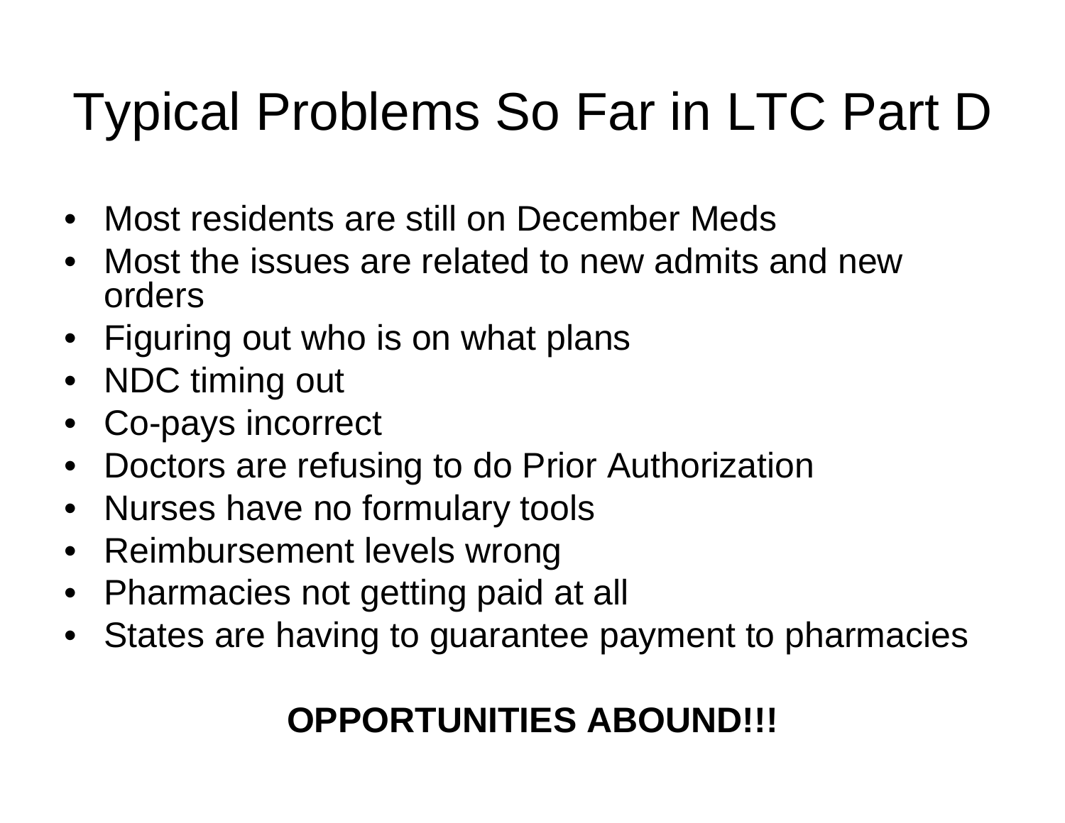# Typical Problems So Far in LTC Part D

- Most residents are still on December Meds
- Most the issues are related to new admits and new orders
- Figuring out who is on what plans
- NDC timing out
- Co-pays incorrect
- Doctors are refusing to do Prior Authorization
- Nurses have no formulary tools
- Reimbursement levels wrong
- Pharmacies not getting paid at all
- States are having to guarantee payment to pharmacies

**OPPORTUNITIES ABOUND!!!**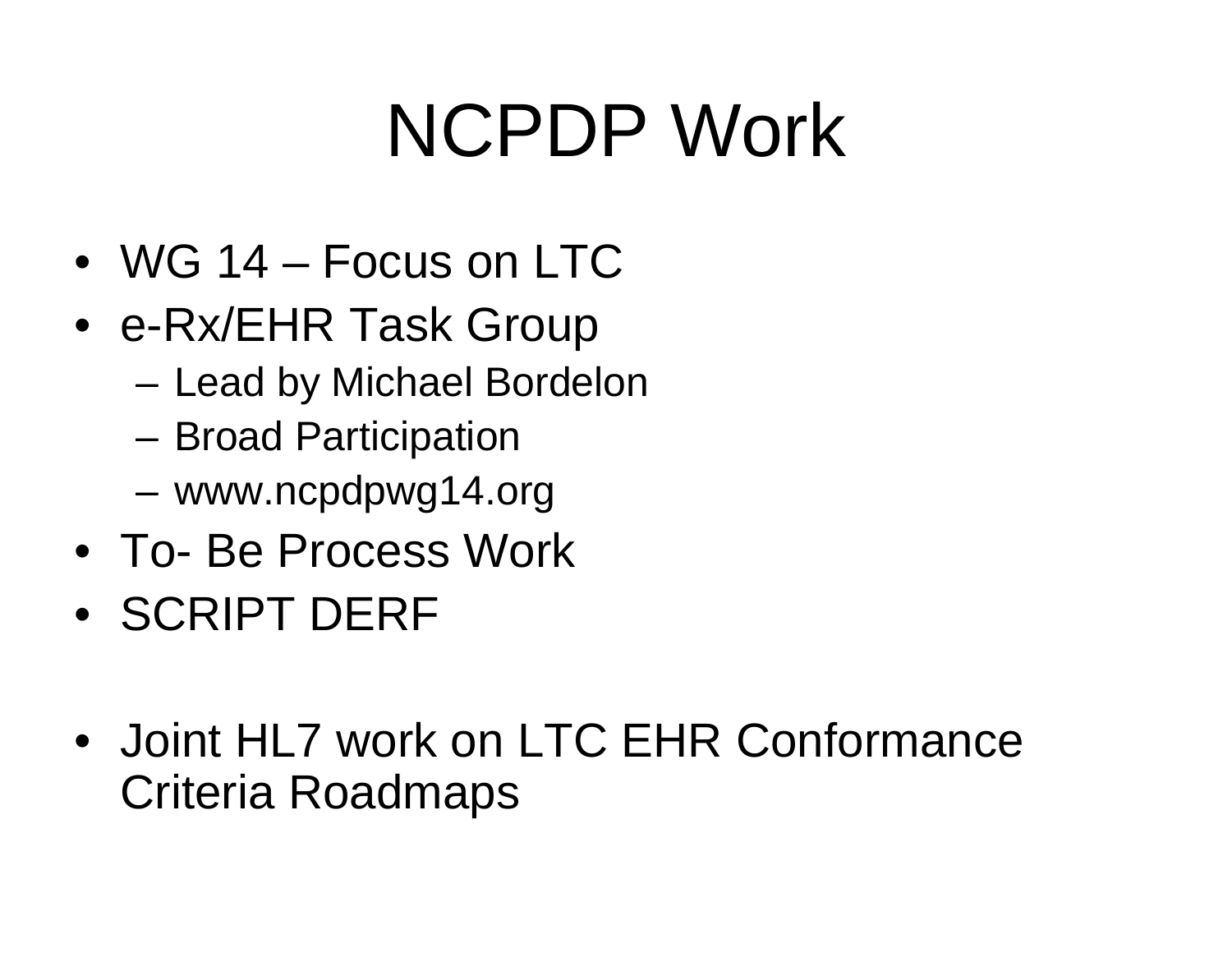# NCPDP Work

- WG 14 – Focus on LTC
- e-Rx/EHR Task Group
  - Lead by Michael Bordelon
  - Broad Participation
  - www.ncpdpwg14.org
- To- Be Process Work
- SCRIPT DERF

- Joint HL7 work on LTC EHR Conformance Criteria Roadmaps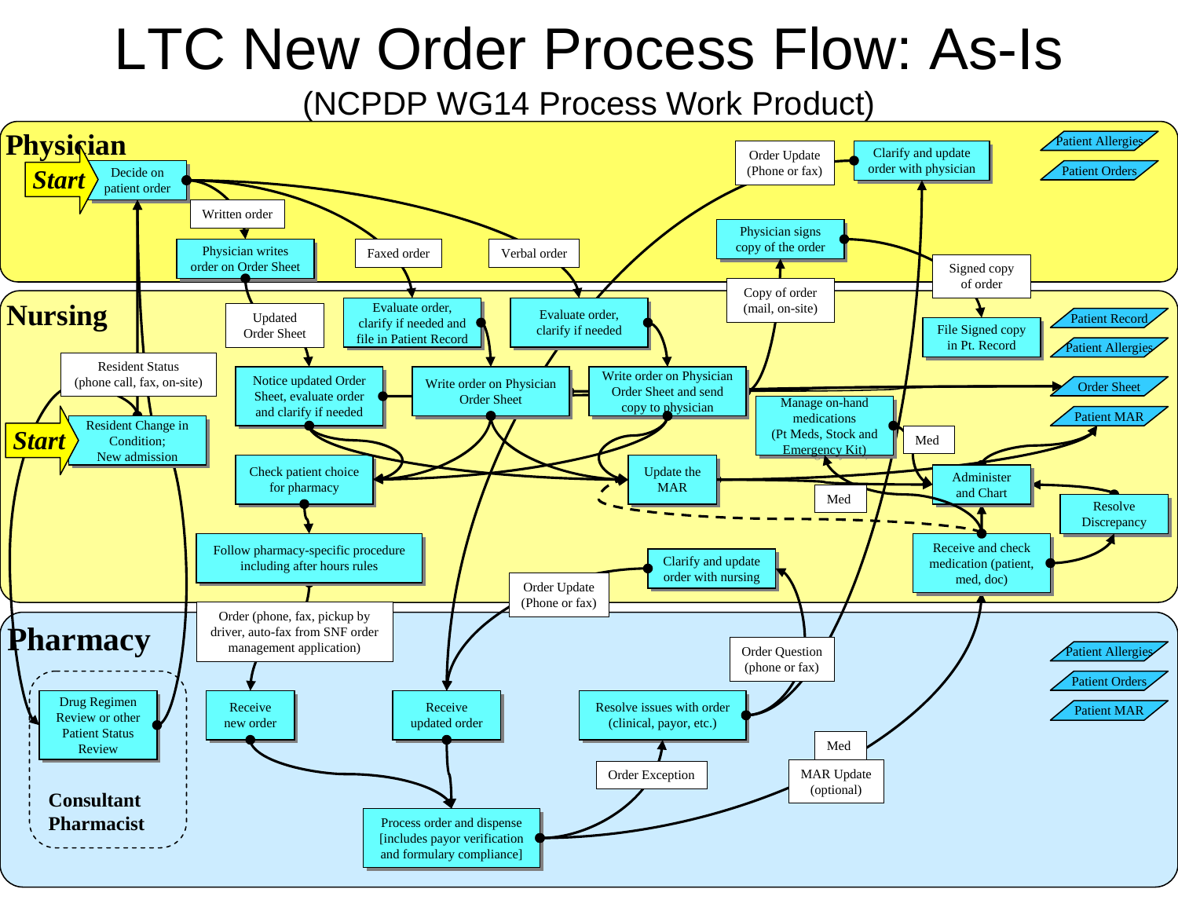# LTC New Order Process Flow: As-Is

## (NCPDP WG14 Process Work Product)

### Physician

**Start**

- Decide on patient order
- Written order
- Physician writes order on Order Sheet
- Faxed order
- Verbal order
- Order Update (Phone or fax)
- Clarify and update order with physician
- Physician signs copy of the order
- Signed copy of order
- Patient Allergies
- Patient Orders

### Nursing

**Start**

- Resident Change in Condition; New admission
- Resident Status (phone call, fax, on-site)
- Updated Order Sheet
- Evaluate order, clarify if needed and file in Patient Record
- Evaluate order, clarify if needed
- Copy of order (mail, on-site)
- File Signed copy in Pt. Record
- Notice updated Order Sheet, evaluate order and clarify if needed
- Write order on Physician Order Sheet
- Write order on Physician Order Sheet and send copy to physician
- Manage on-hand medications (Pt Meds, Stock and Emergency Kit)
- Med
- Check patient choice for pharmacy
- Update the MAR
- Med
- Administer and Chart
- Resolve Discrepancy
- Follow pharmacy-specific procedure including after hours rules
- Clarify and update order with nursing
- Receive and check medication (patient, med, doc)
- Patient Record
- Patient Allergies
- Order Sheet
- Patient MAR

### Pharmacy

- Order (phone, fax, pickup by driver, auto-fax from SNF order management application)
- Order Update (Phone or fax)
- Order Question (phone or fax)
- Drug Regimen Review or other Patient Status Review
- Receive new order
- Receive updated order
- Resolve issues with order (clinical, payor, etc.)
- Med
- MAR Update (optional)
- Order Exception
- Process order and dispense [includes payor verification and formulary compliance]
- Consultant Pharmacist
- Patient Allergies
- Patient Orders
- Patient MAR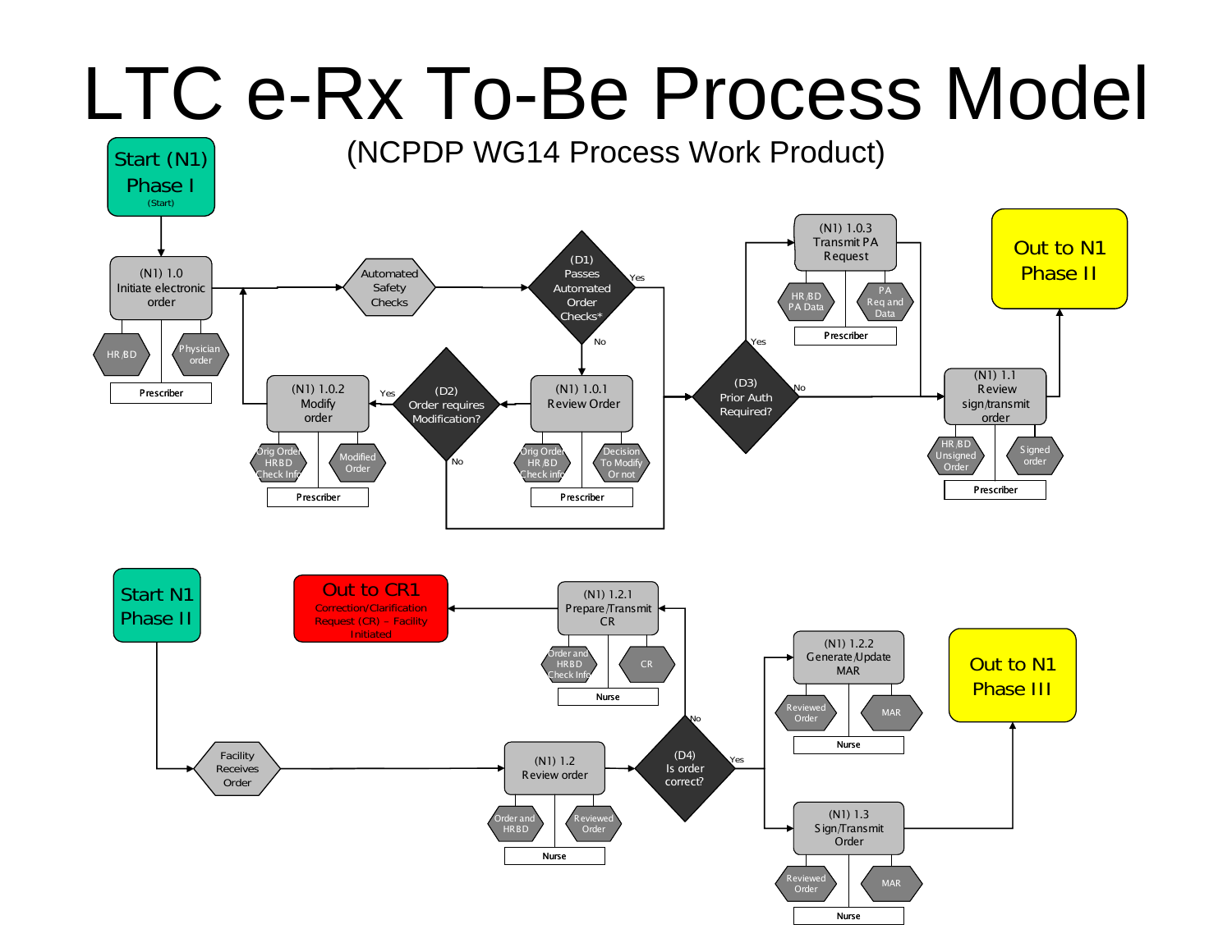# LTC e-Rx To-Be Process Model

(NCPDP WG14 Process Work Product)

Start (N1) Phase I (Start)

(N1) 1.0 Initiate electronic order — HR/BD; Physician order; Prescriber

Automated Safety Checks

(D1) Passes Automated Order Checks* — Yes / No

(N1) 1.0.1 Review Order — Orig Order HR/BD Check info; Decision To Modify Or not; Prescriber

(D2) Order requires Modification? — Yes / No

(N1) 1.0.2 Modify order — Orig Order HRBD Check Info; Modified Order; Prescriber

(D3) Prior Auth Required? — Yes / No

(N1) 1.0.3 Transmit PA Request — HR/BD PA Data; PA Req and Data; Prescriber

(N1) 1.1 Review sign/transmit order — HR/BD Unsigned Order; Signed order; Prescriber

Out to N1 Phase II

Start N1 Phase II

Facility Receives Order

(N1) 1.2 Review order — Order and HRBD; Reviewed Order; Nurse

(D4) Is order correct? — Yes / No

(N1) 1.2.1 Prepare/Transmit CR — Order and HRBD Check Info; CR; Nurse

Out to CR1 Correction/Clarification Request (CR) – Facility Initiated

(N1) 1.2.2 Generate/Update MAR — Reviewed Order; MAR; Nurse

(N1) 1.3 Sign/Transmit Order — Reviewed Order; MAR; Nurse

Out to N1 Phase III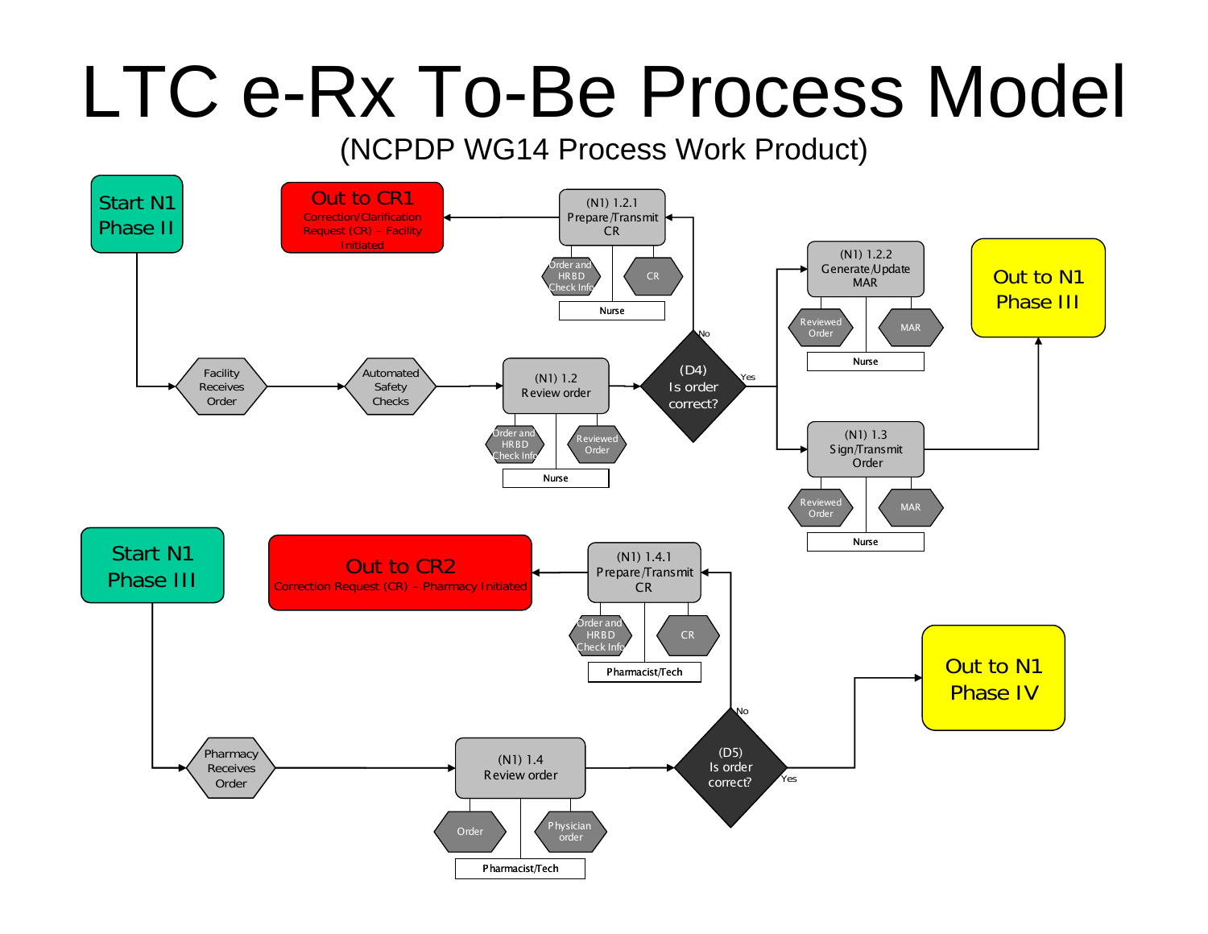# LTC e-Rx To-Be Process Model

(NCPDP WG14 Process Work Product)

Start N1 Phase II

Facility Receives Order

Automated Safety Checks

(N1) 1.2 Review order
- Order and HRBD Check Info
- Reviewed Order
- Nurse

(D4) Is order correct?
- No → (N1) 1.2.1 Prepare/Transmit CR
- Yes → (N1) 1.2.2 Generate/Update MAR; (N1) 1.3 Sign/Transmit Order

(N1) 1.2.1 Prepare/Transmit CR
- Order and HRBD Check Info
- CR
- Nurse

Out to CR1
Correction/Clarification Request (CR) – Facility Initiated

(N1) 1.2.2 Generate/Update MAR
- Reviewed Order
- MAR
- Nurse

(N1) 1.3 Sign/Transmit Order
- Reviewed Order
- MAR
- Nurse

Out to N1 Phase III

Start N1 Phase III

Pharmacy Receives Order

(N1) 1.4 Review order
- Order
- Physician order
- Pharmacist/Tech

(D5) Is order correct?
- No → (N1) 1.4.1 Prepare/Transmit CR
- Yes → Out to N1 Phase IV

(N1) 1.4.1 Prepare/Transmit CR
- Order and HRBD Check Info
- CR
- Pharmacist/Tech

Out to CR2
Correction Request (CR) – Pharmacy Initiated

Out to N1 Phase IV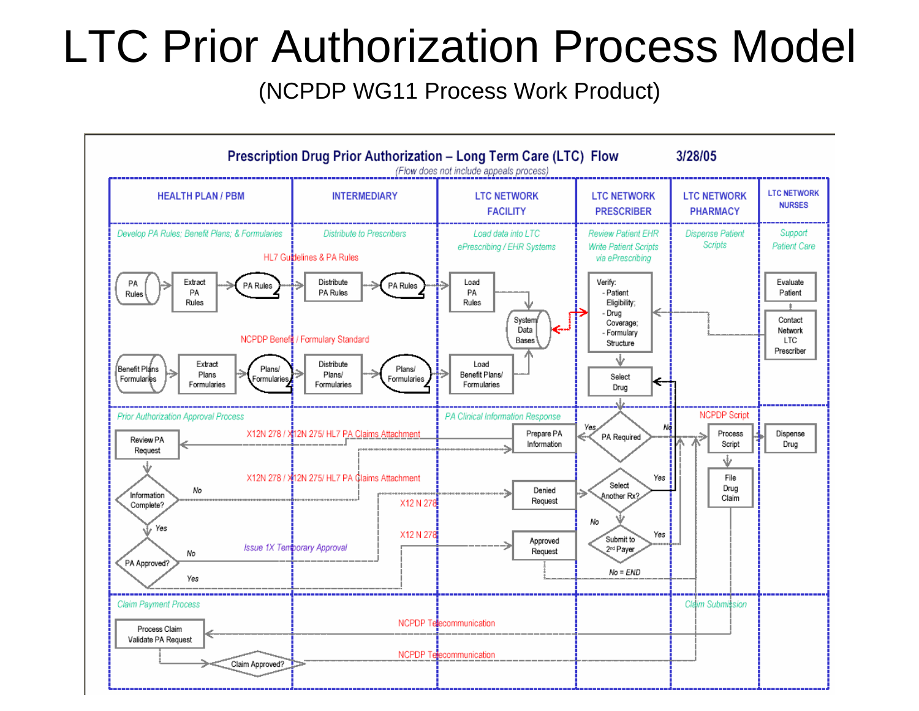# LTC Prior Authorization Process Model

(NCPDP WG11 Process Work Product)

## Prescription Drug Prior Authorization – Long Term Care (LTC) Flow

3/28/05

*(Flow does not include appeals process)*

| HEALTH PLAN / PBM | INTERMEDIARY | LTC NETWORK FACILITY | LTC NETWORK PRESCRIBER | LTC NETWORK PHARMACY | LTC NETWORK NURSES |
|---|---|---|---|---|---|
| *Develop PA Rules; Benefit Plans; & Formularies* | *Distribute to Prescribers* | *Load data into LTC ePrescribing / EHR Systems* | *Review Patient EHR Write Patient Scripts via ePrescribing* | *Dispense Patient Scripts* | *Support Patient Care* |

**Row 1 (HL7 Guidelines & PA Rules):** PA Rules → Extract PA Rules → PA Rules → Distribute PA Rules → PA Rules → Load PA Rules → System Data Bases

**Row 2 (NCPDP Benefit / Formulary Standard):** Benefit Plans Formularies → Extract Plans Formularies → Plans/ Formularies → Distribute Plans/ Formularies → Plans/ Formularies → Load Benefit Plans/ Formularies → System Data Bases

**Prescriber:** System Data Bases ↔ Verify: - Patient Eligibility; - Drug Coverage; - Formulary Structure → Select Drug → PA Required

**Nurses:** Evaluate Patient → Contact Network LTC Prescriber → Verify

**Prior Authorization Approval Process / PA Clinical Information Response:**

- PA Required? Yes → Prepare PA Information → (X12N 278 / X12N 275/ HL7 PA Claims Attachment) → Review PA Request
- PA Required? No → (NCPDP Script) Process Script → Dispense Drug; Process Script → File Drug Claim
- Review PA Request → Information Complete? No → (X12N 278 / X12N 275/ HL7 PA Claims Attachment) → Prepare PA Information
- Information Complete? Yes → PA Approved?
- PA Approved? No → (X12 N 278) Denied Request; *Issue 1X Temporary Approval*
- PA Approved? Yes → (X12 N 278) Approved Request → Process Script
- Denied Request → Select Another Rx? Yes → Select Drug; No → Submit to 2nd Payer? Yes → Process Script; No = END

**Claim Payment Process / Claim Submission:**

- File Drug Claim → (NCPDP Telecommunication) → Process Claim Validate PA Request → Claim Approved? → (NCPDP Telecommunication) → LTC Network Pharmacy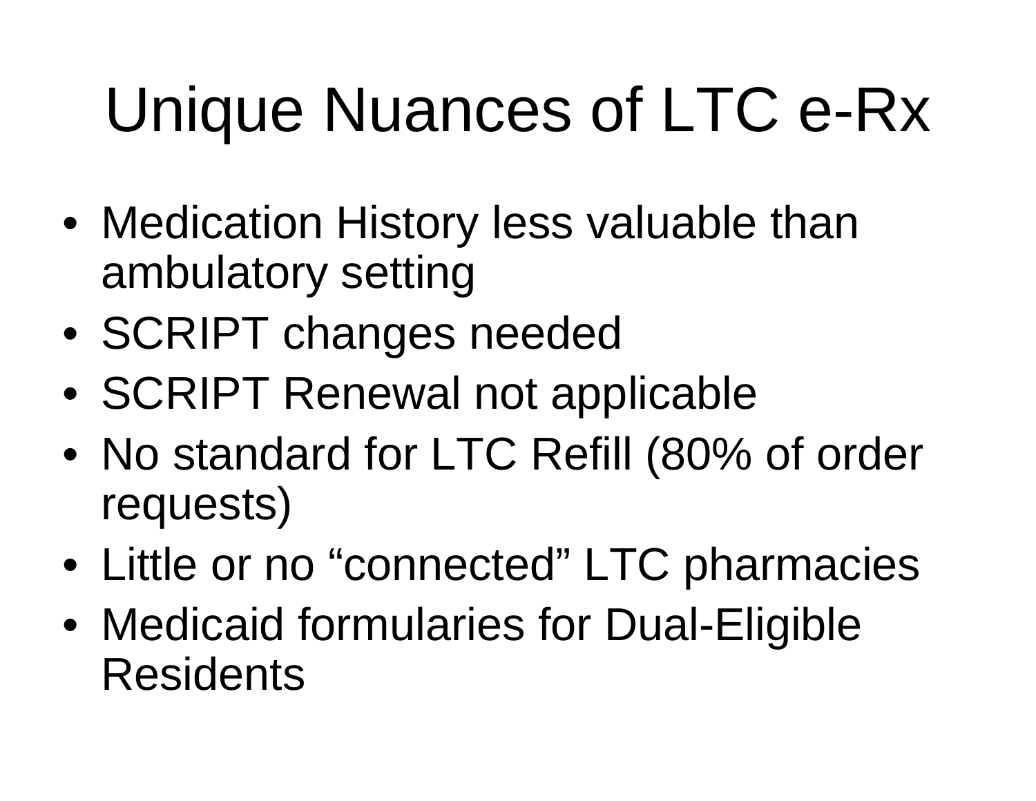# Unique Nuances of LTC e-Rx

- Medication History less valuable than ambulatory setting
- SCRIPT changes needed
- SCRIPT Renewal not applicable
- No standard for LTC Refill (80% of order requests)
- Little or no “connected” LTC pharmacies
- Medicaid formularies for Dual-Eligible Residents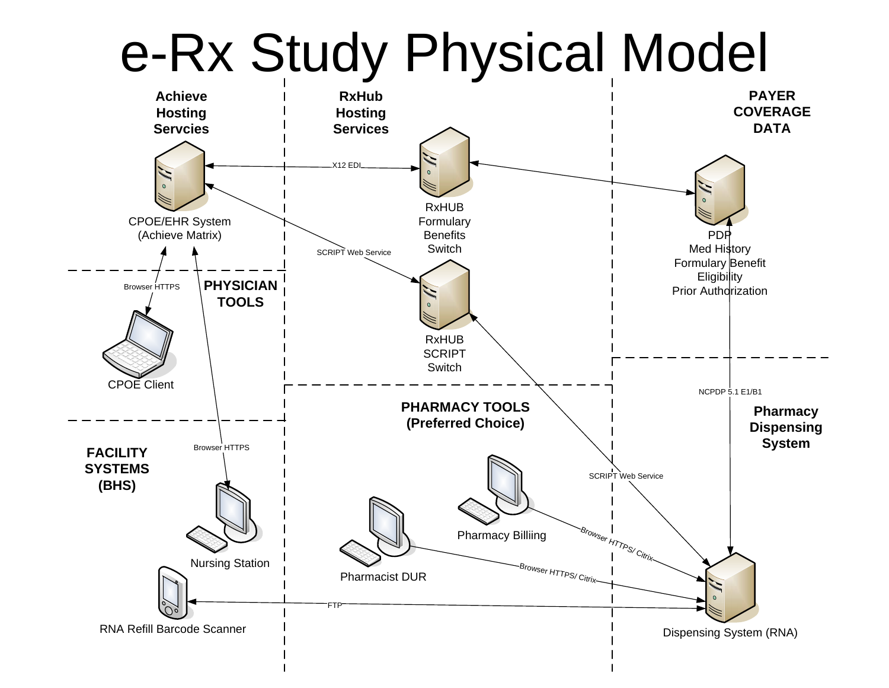# e-Rx Study Physical Model

**Achieve Hosting Servcies**

CPOE/EHR System (Achieve Matrix)

**RxHub Hosting Services**

RxHUB Formulary Benefits Switch

RxHUB SCRIPT Switch

**PAYER COVERAGE DATA**

PDP
Med History
Formulary Benefit
Eligibility
Prior Authorization

**PHYSICIAN TOOLS**

CPOE Client

**FACILITY SYSTEMS (BHS)**

Nursing Station

RNA Refill Barcode Scanner

**PHARMACY TOOLS (Preferred Choice)**

Pharmacy Billiing

Pharmacist DUR

**Pharmacy Dispensing System**

Dispensing System (RNA)

X12 EDI

SCRIPT Web Service

Browser HTTPS

Browser HTTPS

NCPDP 5.1 E1/B1

SCRIPT Web Service

Browser HTTPS/ Citrix

Browser HTTPS/ Citrix

FTP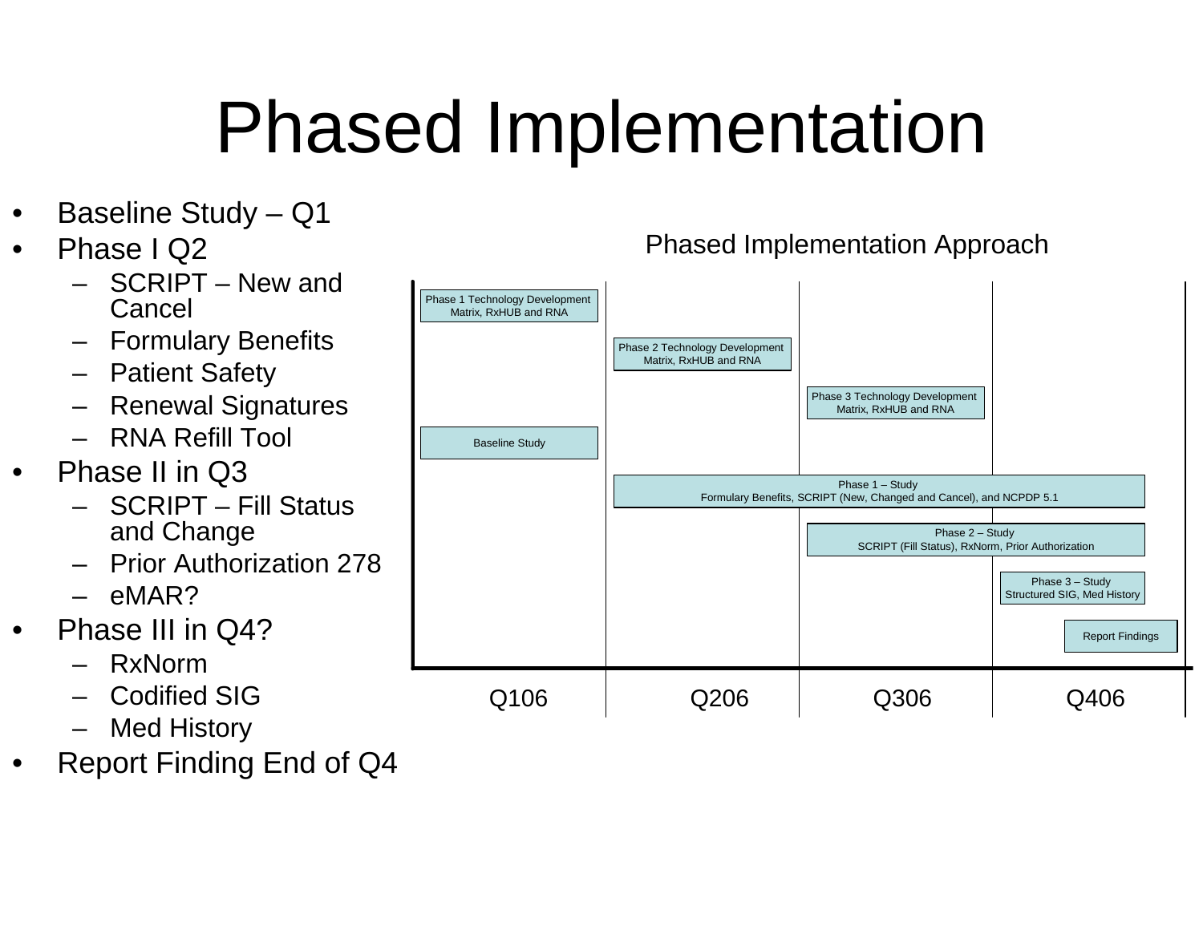# Phased Implementation

- Baseline Study – Q1
- Phase I Q2
  - SCRIPT – New and Cancel
  - Formulary Benefits
  - Patient Safety
  - Renewal Signatures
  - RNA Refill Tool
- Phase II in Q3
  - SCRIPT – Fill Status and Change
  - Prior Authorization 278
  - eMAR?
- Phase III in Q4?
  - RxNorm
  - Codified SIG
  - Med History
- Report Finding End of Q4

Phased Implementation Approach

| Activity | Q106 | Q206 | Q306 | Q406 |
|---|---|---|---|---|
| Phase 1 Technology Development Matrix, RxHUB and RNA | X | | | |
| Phase 2 Technology Development Matrix, RxHUB and RNA | | X | | |
| Phase 3 Technology Development Matrix, RxHUB and RNA | | | X | |
| Baseline Study | X | | | |
| Phase 1 – Study Formulary Benefits, SCRIPT (New, Changed and Cancel), and NCPDP 5.1 | | X | X | X |
| Phase 2 – Study SCRIPT (Fill Status), RxNorm, Prior Authorization | | | X | X |
| Phase 3 – Study Structured SIG, Med History | | | | X |
| Report Findings | | | | X |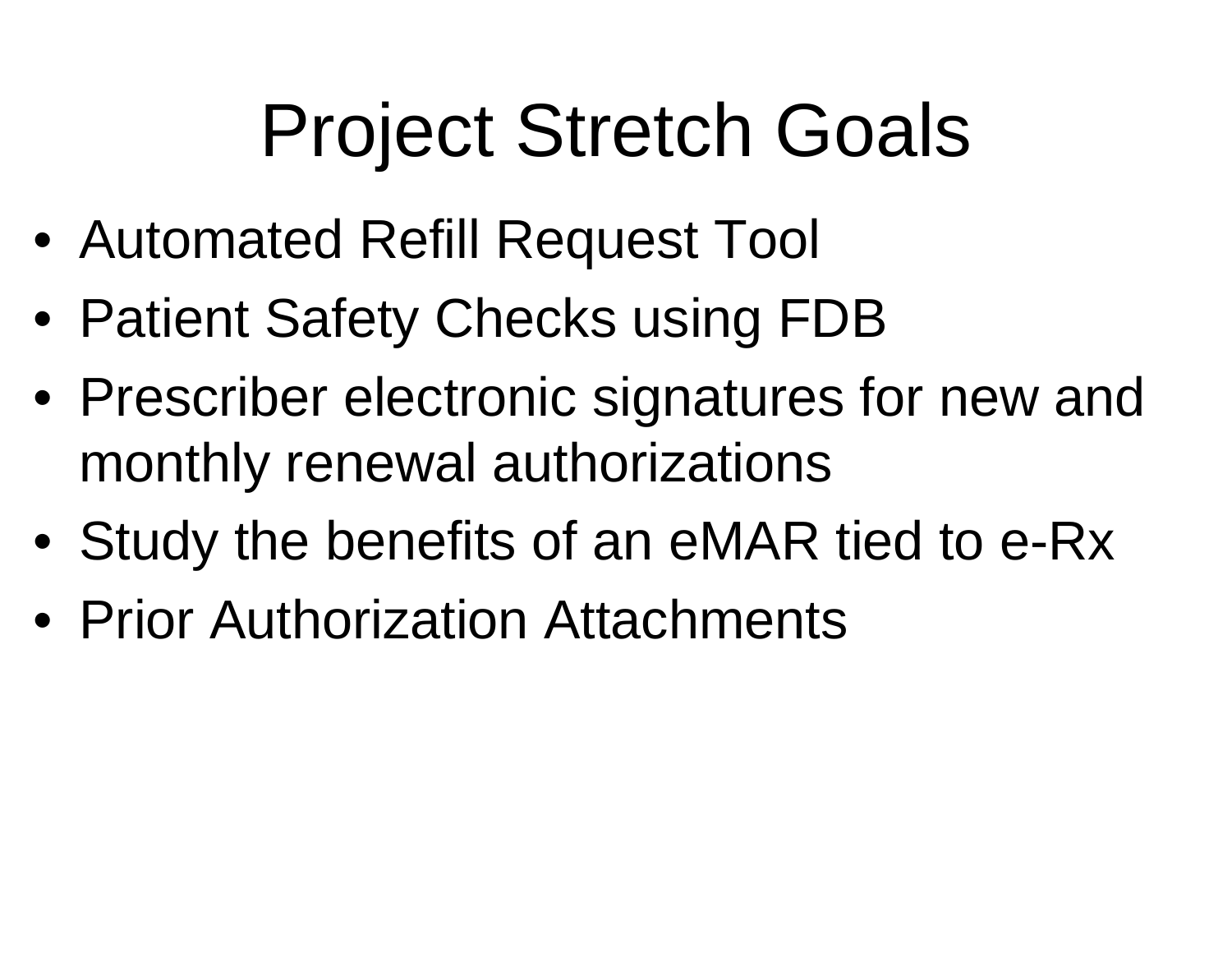# Project Stretch Goals

- Automated Refill Request Tool
- Patient Safety Checks using FDB
- Prescriber electronic signatures for new and monthly renewal authorizations
- Study the benefits of an eMAR tied to e-Rx
- Prior Authorization Attachments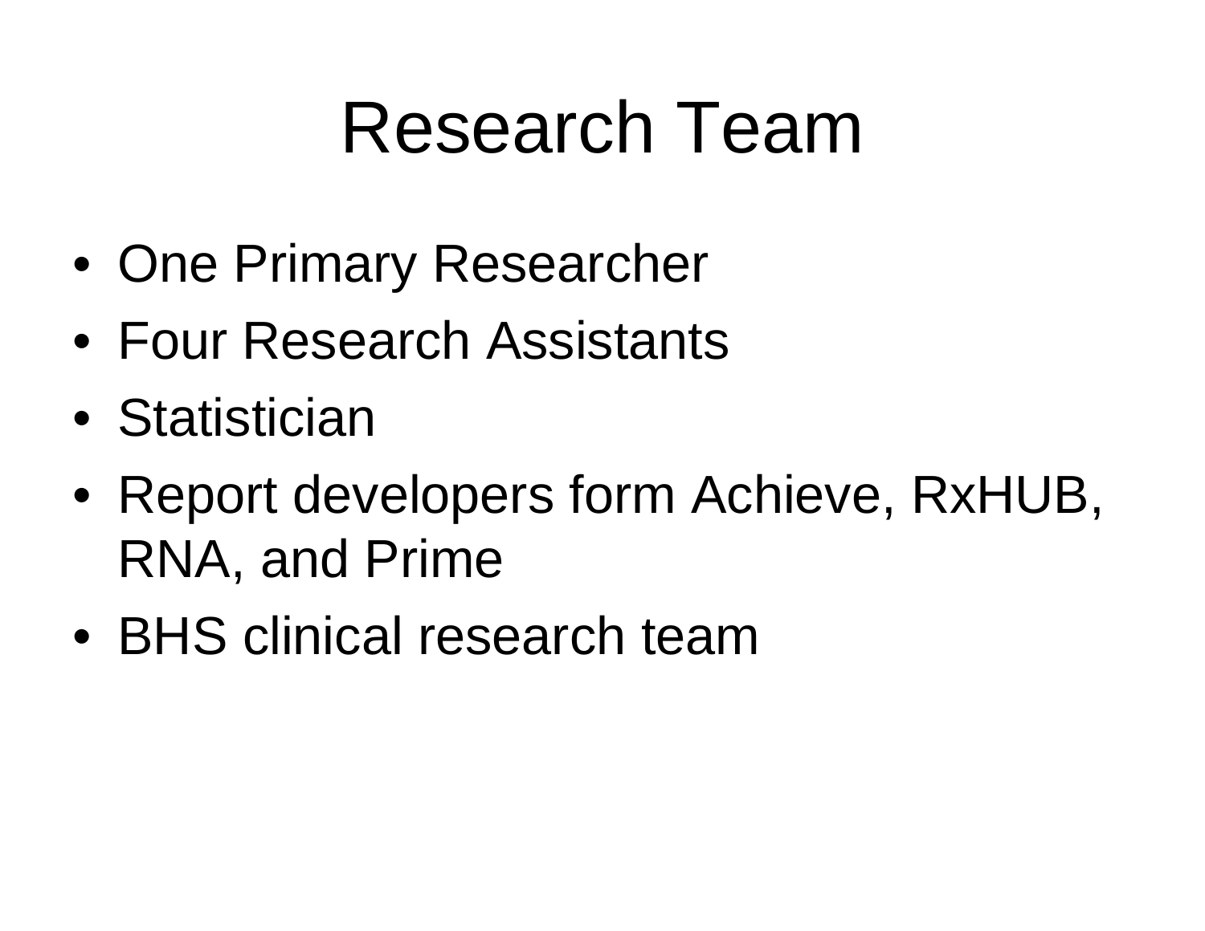# Research Team

- One Primary Researcher
- Four Research Assistants
- Statistician
- Report developers form Achieve, RxHUB, RNA, and Prime
- BHS clinical research team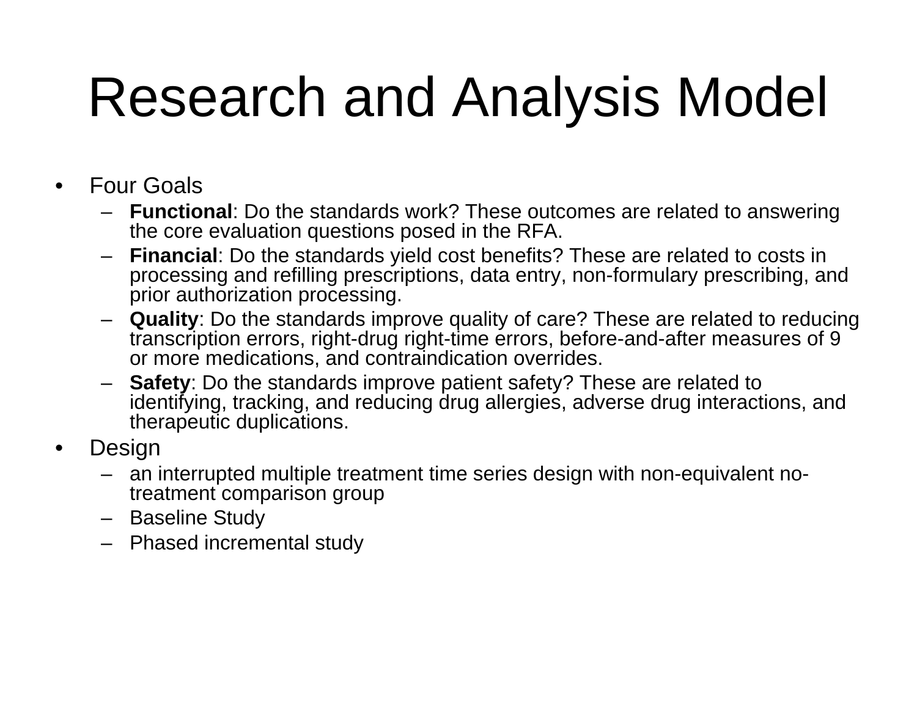# Research and Analysis Model

- Four Goals
  - **Functional**: Do the standards work? These outcomes are related to answering the core evaluation questions posed in the RFA.
  - **Financial**: Do the standards yield cost benefits? These are related to costs in processing and refilling prescriptions, data entry, non-formulary prescribing, and prior authorization processing.
  - **Quality**: Do the standards improve quality of care? These are related to reducing transcription errors, right-drug right-time errors, before-and-after measures of 9 or more medications, and contraindication overrides.
  - **Safety**: Do the standards improve patient safety? These are related to identifying, tracking, and reducing drug allergies, adverse drug interactions, and therapeutic duplications.
- Design
  - an interrupted multiple treatment time series design with non-equivalent no-treatment comparison group
  - Baseline Study
  - Phased incremental study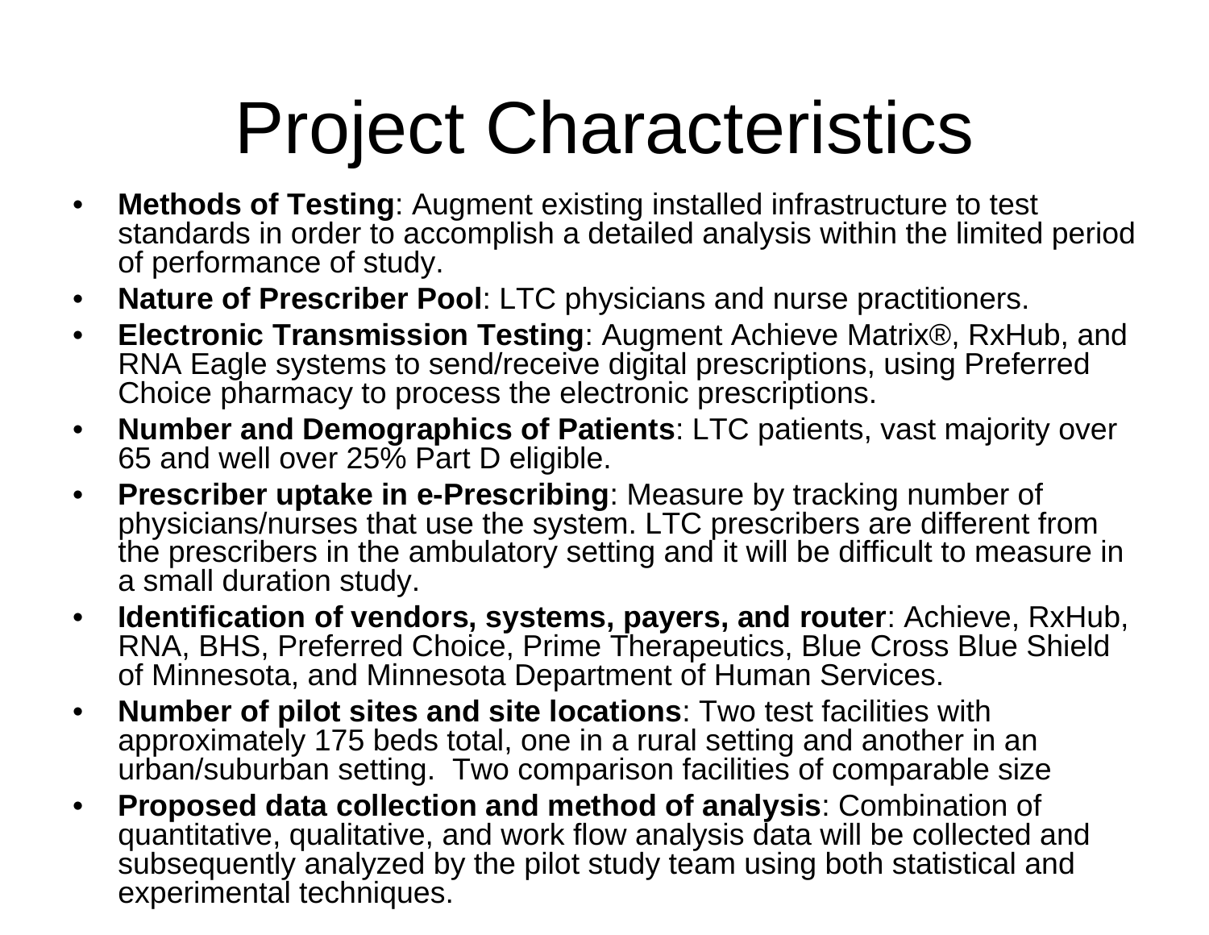# Project Characteristics

- **Methods of Testing**: Augment existing installed infrastructure to test standards in order to accomplish a detailed analysis within the limited period of performance of study.
- **Nature of Prescriber Pool**: LTC physicians and nurse practitioners.
- **Electronic Transmission Testing**: Augment Achieve Matrix®, RxHub, and RNA Eagle systems to send/receive digital prescriptions, using Preferred Choice pharmacy to process the electronic prescriptions.
- **Number and Demographics of Patients**: LTC patients, vast majority over 65 and well over 25% Part D eligible.
- **Prescriber uptake in e-Prescribing**: Measure by tracking number of physicians/nurses that use the system. LTC prescribers are different from the prescribers in the ambulatory setting and it will be difficult to measure in a small duration study.
- **Identification of vendors, systems, payers, and router**: Achieve, RxHub, RNA, BHS, Preferred Choice, Prime Therapeutics, Blue Cross Blue Shield of Minnesota, and Minnesota Department of Human Services.
- **Number of pilot sites and site locations**: Two test facilities with approximately 175 beds total, one in a rural setting and another in an urban/suburban setting. Two comparison facilities of comparable size
- **Proposed data collection and method of analysis**: Combination of quantitative, qualitative, and work flow analysis data will be collected and subsequently analyzed by the pilot study team using both statistical and experimental techniques.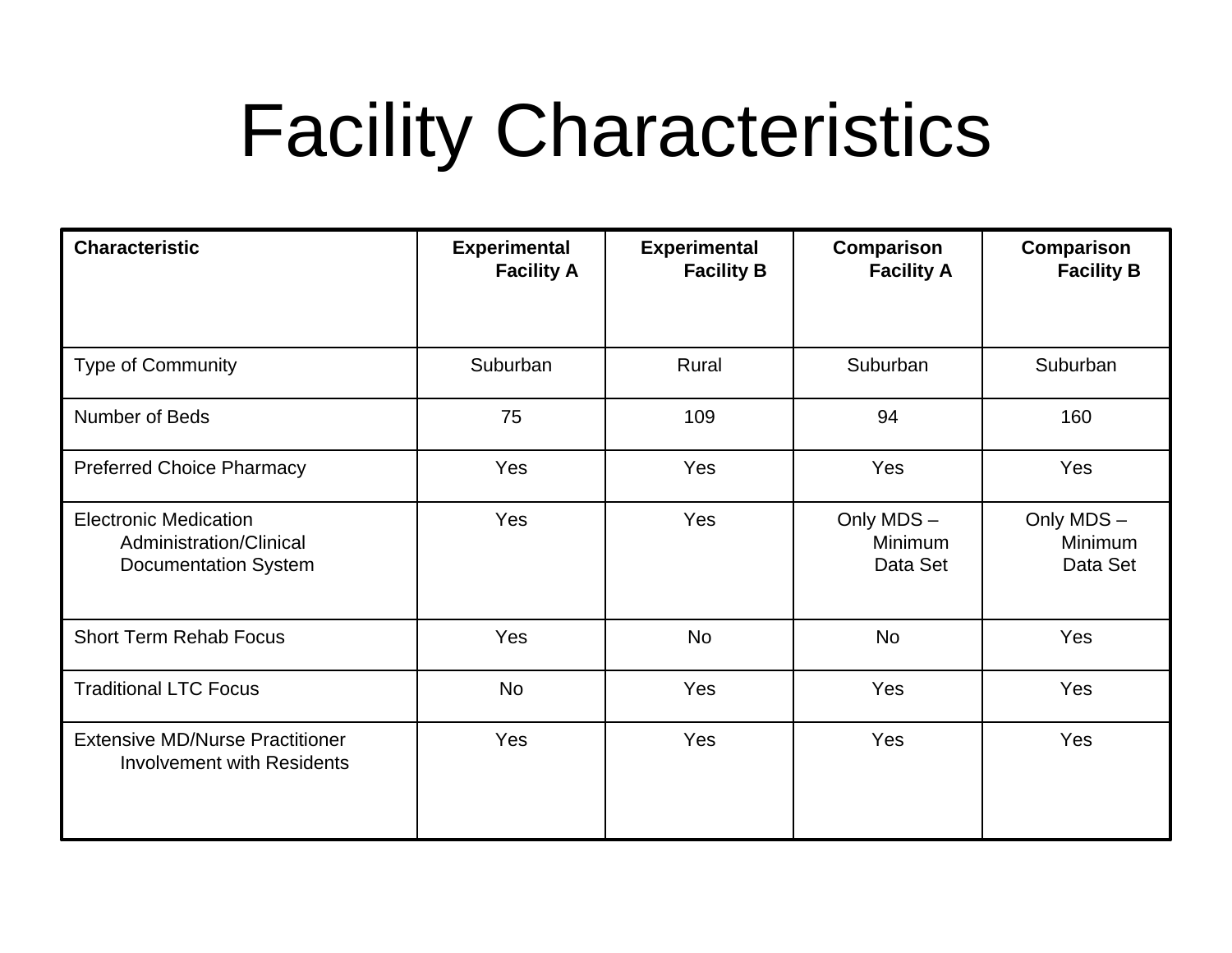# Facility Characteristics

| Characteristic | Experimental Facility A | Experimental Facility B | Comparison Facility A | Comparison Facility B |
|---|---|---|---|---|
| Type of Community | Suburban | Rural | Suburban | Suburban |
| Number of Beds | 75 | 109 | 94 | 160 |
| Preferred Choice Pharmacy | Yes | Yes | Yes | Yes |
| Electronic Medication Administration/Clinical Documentation System | Yes | Yes | Only MDS – Minimum Data Set | Only MDS – Minimum Data Set |
| Short Term Rehab Focus | Yes | No | No | Yes |
| Traditional LTC Focus | No | Yes | Yes | Yes |
| Extensive MD/Nurse Practitioner Involvement with Residents | Yes | Yes | Yes | Yes |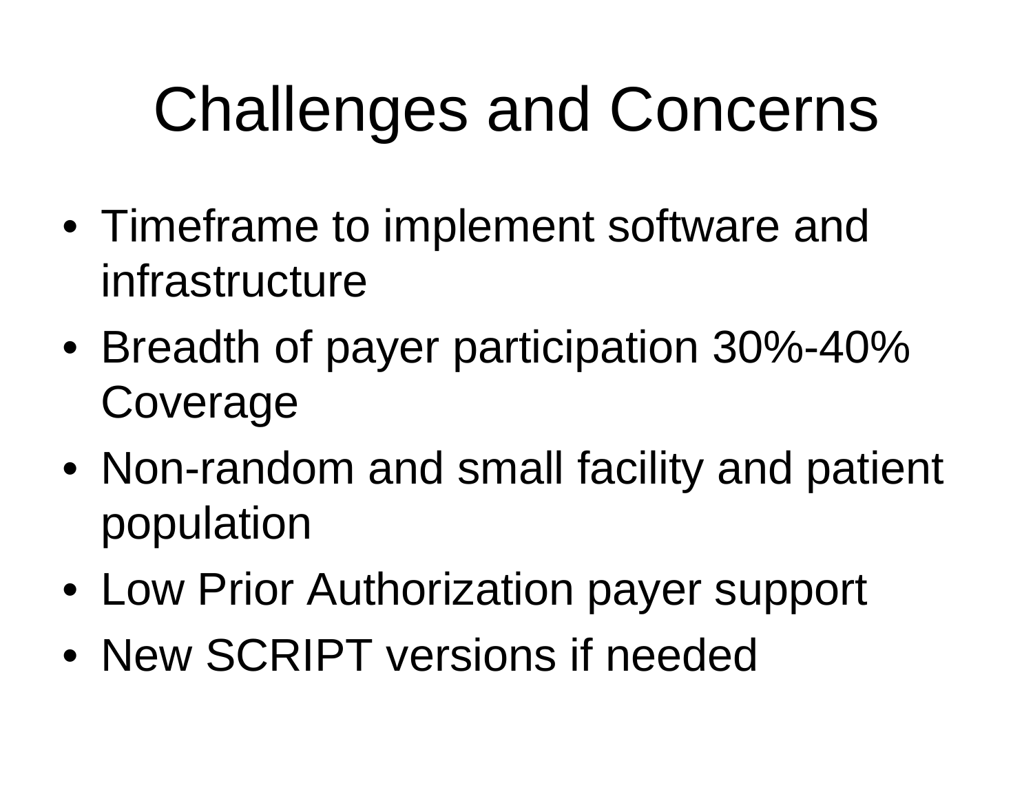# Challenges and Concerns

- Timeframe to implement software and infrastructure
- Breadth of payer participation 30%-40% Coverage
- Non-random and small facility and patient population
- Low Prior Authorization payer support
- New SCRIPT versions if needed